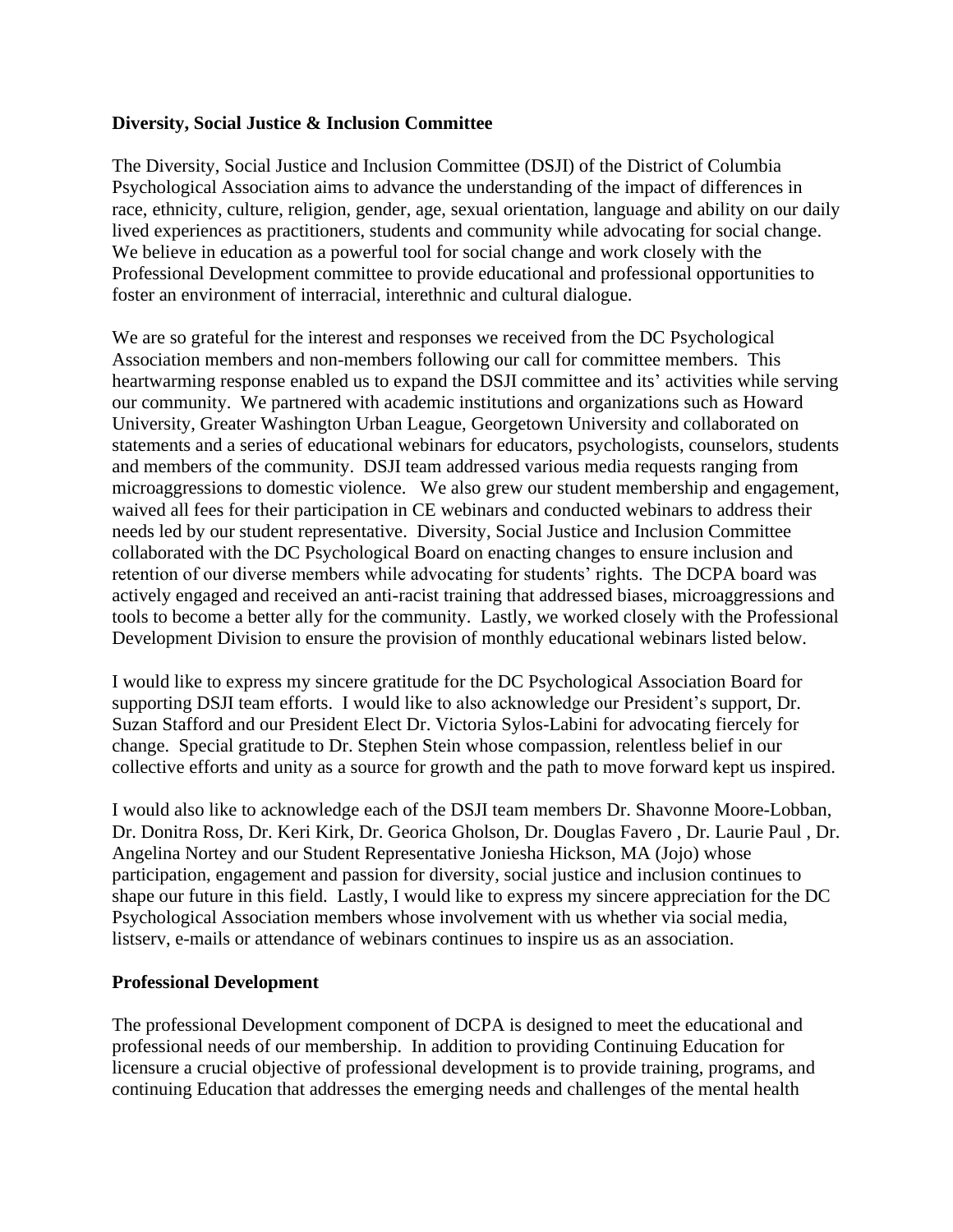**Diversity, Social Justice & Inclusion Committee**

The Diversity, Social Justice and Inclusion Committee (DSJI) of the District of Columbia Psychological Association aims to advance the understanding of the impact of differences in race, ethnicity, culture, religion, gender, age, sexual orientation, language and ability on our daily lived experiences as practitioners, students and community while advocating for social change. We believe in education as a powerful tool for social change and work closely with the Professional Development committee to provide educational and professional opportunities to foster an environment of interracial, interethnic and cultural dialogue.

We are so grateful for the interest and responses we received from the DC Psychological Association members and non-members following our call for committee members. This heartwarming response enabled us to expand the DSJI committee and its' activities while serving our community. We partnered with academic institutions and organizations such as Howard University, Greater Washington Urban League, Georgetown University and collaborated on statements and a series of educational webinars for educators, psychologists, counselors, students and members of the community. DSJI team addressed various media requests ranging from microaggressions to domestic violence. We also grew our student membership and engagement, waived all fees for their participation in CE webinars and conducted webinars to address their needs led by our student representative. Diversity, Social Justice and Inclusion Committee collaborated with the DC Psychological Board on enacting changes to ensure inclusion and retention of our diverse members while advocating for students' rights. The DCPA board was actively engaged and received an anti-racist training that addressed biases, microaggressions and tools to become a better ally for the community. Lastly, we worked closely with the Professional Development Division to ensure the provision of monthly educational webinars listed below.

I would like to express my sincere gratitude for the DC Psychological Association Board for supporting DSJI team efforts. I would like to also acknowledge our President's support, Dr. Suzan Stafford and our President Elect Dr. Victoria Sylos-Labini for advocating fiercely for change. Special gratitude to Dr. Stephen Stein whose compassion, relentless belief in our collective efforts and unity as a source for growth and the path to move forward kept us inspired.

I would also like to acknowledge each of the DSJI team members Dr. Shavonne Moore-Lobban, Dr. Donitra Ross, Dr. Keri Kirk, Dr. Georica Gholson, Dr. Douglas Favero , Dr. Laurie Paul , Dr. Angelina Nortey and our Student Representative Joniesha Hickson, MA (Jojo) whose participation, engagement and passion for diversity, social justice and inclusion continues to shape our future in this field. Lastly, I would like to express my sincere appreciation for the DC Psychological Association members whose involvement with us whether via social media, listserv, e-mails or attendance of webinars continues to inspire us as an association.

**Professional Development**

The professional Development component of DCPA is designed to meet the educational and professional needs of our membership. In addition to providing Continuing Education for licensure a crucial objective of professional development is to provide training, programs, and continuing Education that addresses the emerging needs and challenges of the mental health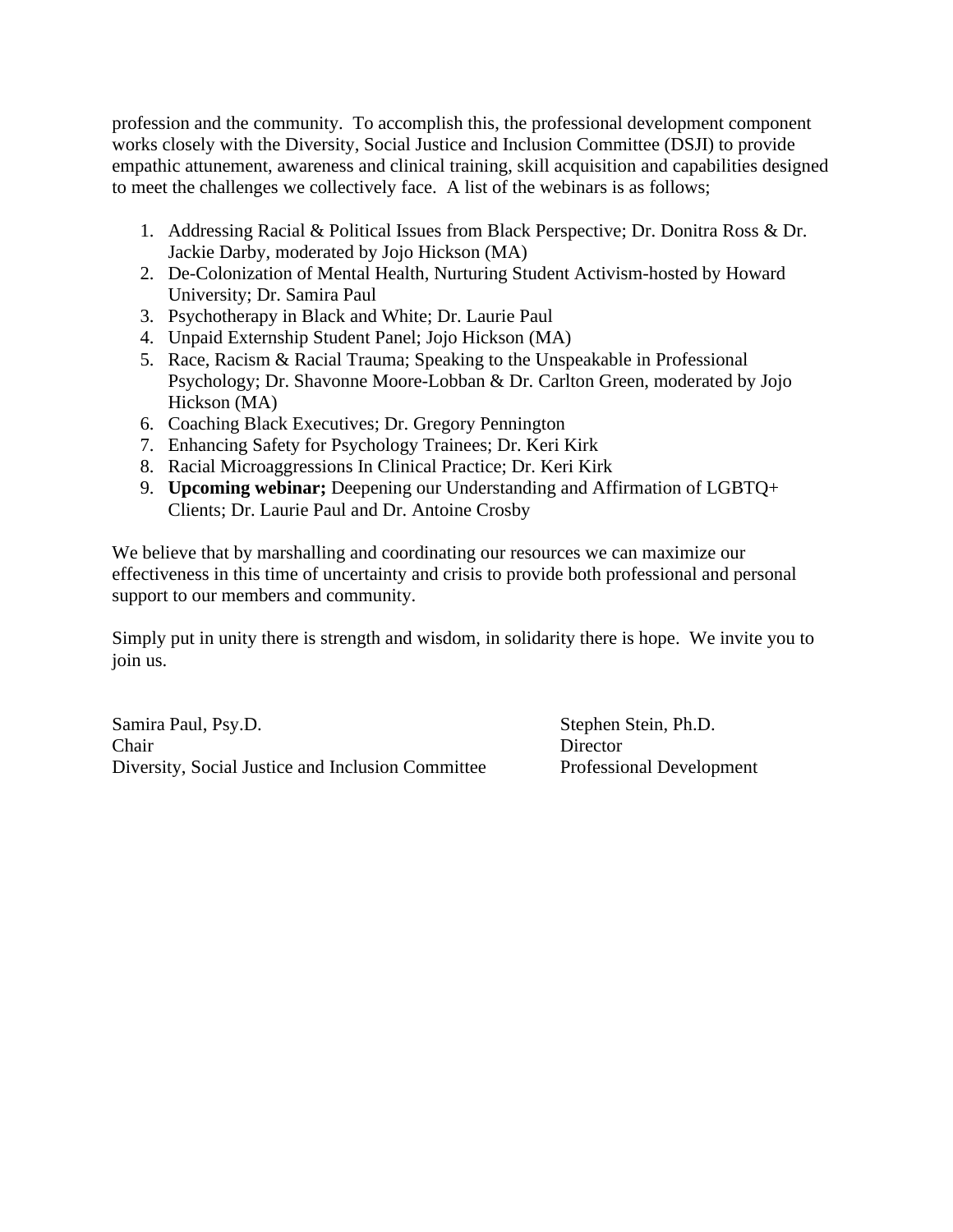profession and the community. To accomplish this, the professional development component works closely with the Diversity, Social Justice and Inclusion Committee (DSJI) to provide empathic attunement, awareness and clinical training, skill acquisition and capabilities designed to meet the challenges we collectively face. A list of the webinars is as follows;

1. Addressing Racial & Political Issues from Black Perspective; Dr. Donitra Ross & Dr. Jackie Darby, moderated by Jojo Hickson (MA)
2. De-Colonization of Mental Health, Nurturing Student Activism-hosted by Howard University; Dr. Samira Paul
3. Psychotherapy in Black and White; Dr. Laurie Paul
4. Unpaid Externship Student Panel; Jojo Hickson (MA)
5. Race, Racism & Racial Trauma; Speaking to the Unspeakable in Professional Psychology; Dr. Shavonne Moore-Lobban & Dr. Carlton Green, moderated by Jojo Hickson (MA)
6. Coaching Black Executives; Dr. Gregory Pennington
7. Enhancing Safety for Psychology Trainees; Dr. Keri Kirk
8. Racial Microaggressions In Clinical Practice; Dr. Keri Kirk
9. **Upcoming webinar;** Deepening our Understanding and Affirmation of LGBTQ+ Clients; Dr. Laurie Paul and Dr. Antoine Crosby

We believe that by marshalling and coordinating our resources we can maximize our effectiveness in this time of uncertainty and crisis to provide both professional and personal support to our members and community.

Simply put in unity there is strength and wisdom, in solidarity there is hope. We invite you to join us.

Samira Paul, Psy.D.
Chair
Diversity, Social Justice and Inclusion Committee

Stephen Stein, Ph.D.
Director
Professional Development